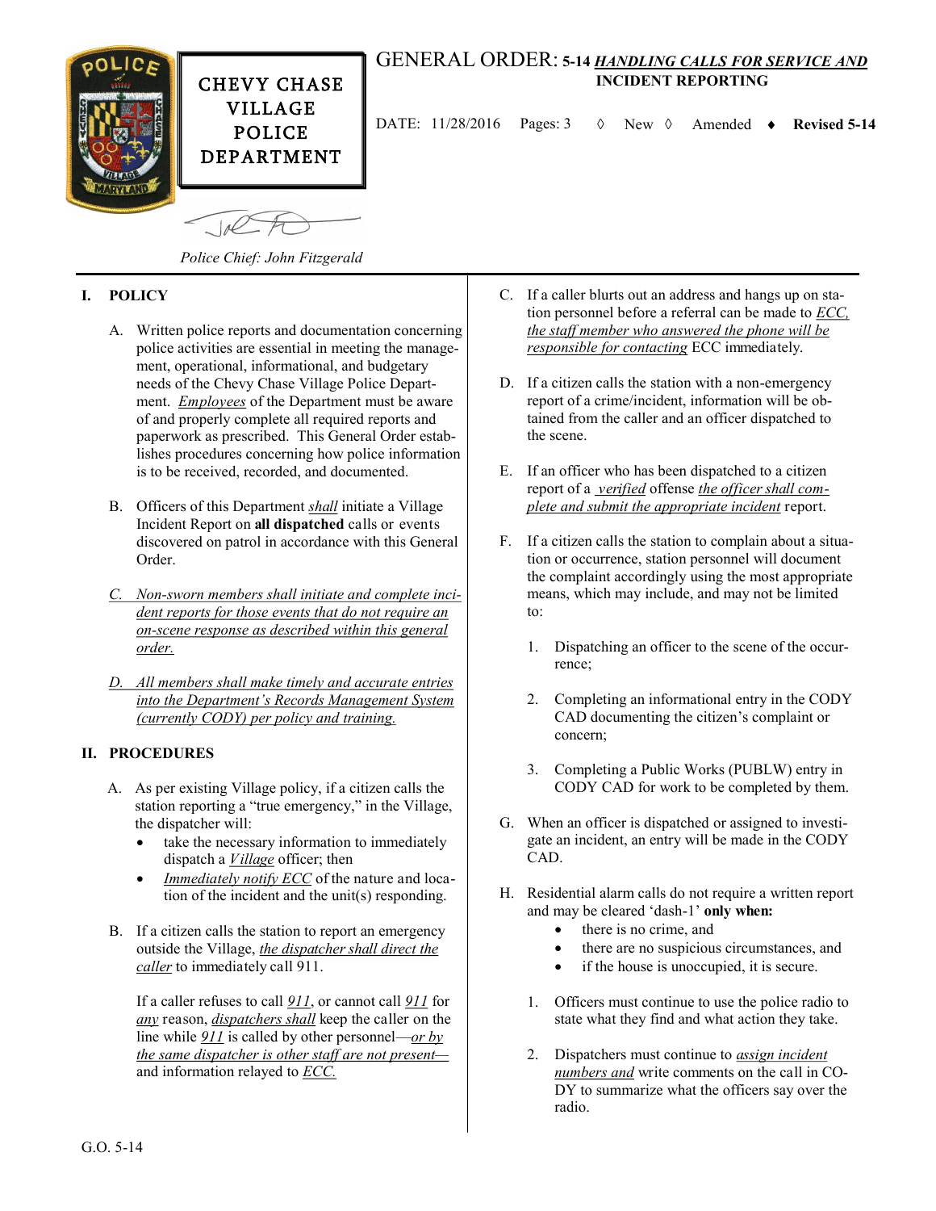CHEVY CHASE VILLAGE POLICE DEPARTMENT

# GENERAL ORDER: 5-14 *HANDLING CALLS FOR SERVICE AND* INCIDENT REPORTING

DATE: 11/28/2016 Pages: 3 ◊ New ◊ Amended ♦ **Revised 5-14**

*Police Chief: John Fitzgerald*

## I. POLICY

A. Written police reports and documentation concerning police activities are essential in meeting the management, operational, informational, and budgetary needs of the Chevy Chase Village Police Department. *Employees* of the Department must be aware of and properly complete all required reports and paperwork as prescribed. This General Order establishes procedures concerning how police information is to be received, recorded, and documented.

B. Officers of this Department *shall* initiate a Village Incident Report on **all dispatched** calls or events discovered on patrol in accordance with this General Order.

*C. Non-sworn members shall initiate and complete incident reports for those events that do not require an on-scene response as described within this general order.*

*D. All members shall make timely and accurate entries into the Department's Records Management System (currently CODY) per policy and training.*

## II. PROCEDURES

A. As per existing Village policy, if a citizen calls the station reporting a "true emergency," in the Village, the dispatcher will:

- take the necessary information to immediately dispatch a *Village* officer; then
- *Immediately notify ECC* of the nature and location of the incident and the unit(s) responding.

B. If a citizen calls the station to report an emergency outside the Village, *the dispatcher shall direct the caller* to immediately call 911.

If a caller refuses to call *911*, or cannot call *911* for *any* reason, *dispatchers shall* keep the caller on the line while *911* is called by other personnel—*or by the same dispatcher is other staff are not present—* and information relayed to *ECC.*

C. If a caller blurts out an address and hangs up on station personnel before a referral can be made to *ECC, the staff member who answered the phone will be responsible for contacting* ECC immediately.

D. If a citizen calls the station with a non-emergency report of a crime/incident, information will be obtained from the caller and an officer dispatched to the scene.

E. If an officer who has been dispatched to a citizen report of a *verified* offense *the officer shall complete and submit the appropriate incident* report.

F. If a citizen calls the station to complain about a situation or occurrence, station personnel will document the complaint accordingly using the most appropriate means, which may include, and may not be limited to:

1. Dispatching an officer to the scene of the occurrence;
2. Completing an informational entry in the CODY CAD documenting the citizen's complaint or concern;
3. Completing a Public Works (PUBLW) entry in CODY CAD for work to be completed by them.

G. When an officer is dispatched or assigned to investigate an incident, an entry will be made in the CODY CAD.

H. Residential alarm calls do not require a written report and may be cleared 'dash-1' **only when:**

- there is no crime, and
- there are no suspicious circumstances, and
- if the house is unoccupied, it is secure.

1. Officers must continue to use the police radio to state what they find and what action they take.
2. Dispatchers must continue to *assign incident numbers and* write comments on the call in CODY to summarize what the officers say over the radio.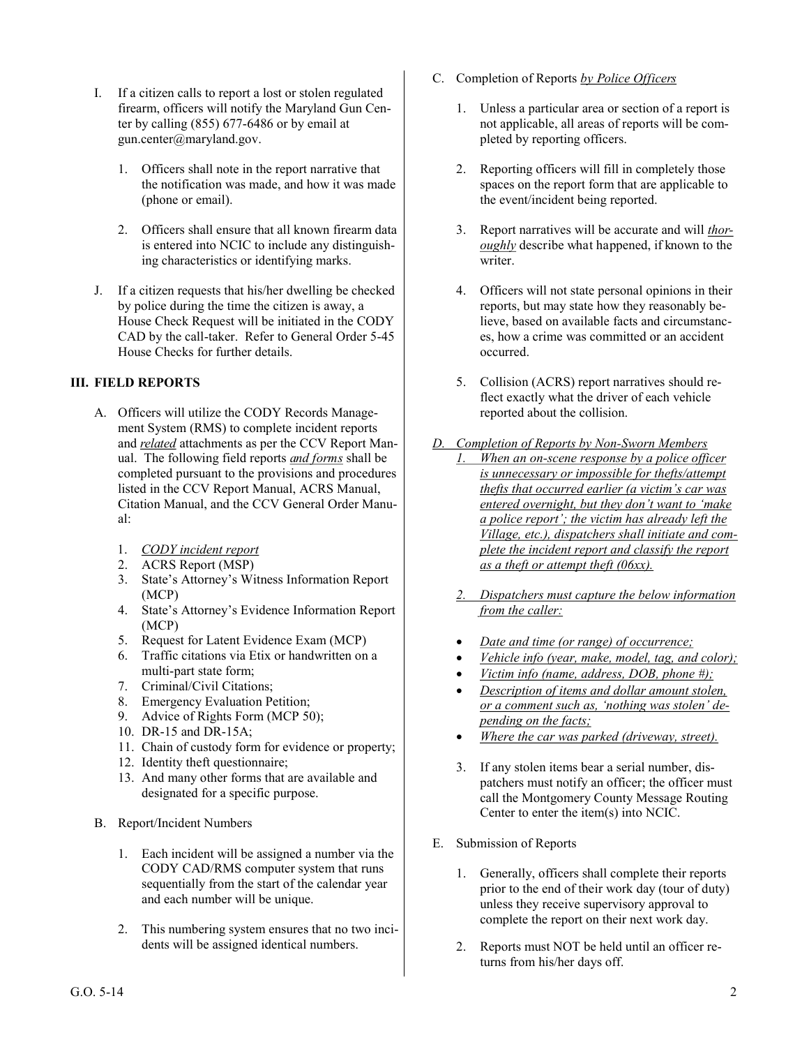I. If a citizen calls to report a lost or stolen regulated firearm, officers will notify the Maryland Gun Center by calling (855) 677-6486 or by email at gun.center@maryland.gov.

    1. Officers shall note in the report narrative that the notification was made, and how it was made (phone or email).

    2. Officers shall ensure that all known firearm data is entered into NCIC to include any distinguishing characteristics or identifying marks.

J. If a citizen requests that his/her dwelling be checked by police during the time the citizen is away, a House Check Request will be initiated in the CODY CAD by the call-taker. Refer to General Order 5-45 House Checks for further details.

## III. FIELD REPORTS

A. Officers will utilize the CODY Records Management System (RMS) to complete incident reports and <u>*related*</u> attachments as per the CCV Report Manual. The following field reports <u>*and forms*</u> shall be completed pursuant to the provisions and procedures listed in the CCV Report Manual, ACRS Manual, Citation Manual, and the CCV General Order Manual:

1. <u>*CODY incident report*</u>
2. ACRS Report (MSP)
3. State's Attorney's Witness Information Report (MCP)
4. State's Attorney's Evidence Information Report (MCP)
5. Request for Latent Evidence Exam (MCP)
6. Traffic citations via Etix or handwritten on a multi-part state form;
7. Criminal/Civil Citations;
8. Emergency Evaluation Petition;
9. Advice of Rights Form (MCP 50);
10. DR-15 and DR-15A;
11. Chain of custody form for evidence or property;
12. Identity theft questionnaire;
13. And many other forms that are available and designated for a specific purpose.

B. Report/Incident Numbers

    1. Each incident will be assigned a number via the CODY CAD/RMS computer system that runs sequentially from the start of the calendar year and each number will be unique.

    2. This numbering system ensures that no two incidents will be assigned identical numbers.

C. Completion of Reports <u>*by Police Officers*</u>

    1. Unless a particular area or section of a report is not applicable, all areas of reports will be completed by reporting officers.

    2. Reporting officers will fill in completely those spaces on the report form that are applicable to the event/incident being reported.

    3. Report narratives will be accurate and will <u>*thoroughly*</u> describe what happened, if known to the writer.

    4. Officers will not state personal opinions in their reports, but may state how they reasonably believe, based on available facts and circumstances, how a crime was committed or an accident occurred.

    5. Collision (ACRS) report narratives should reflect exactly what the driver of each vehicle reported about the collision.

<u>*D. Completion of Reports by Non-Sworn Members*</u>

   <u>*1. When an on-scene response by a police officer is unnecessary or impossible for thefts/attempt thefts that occurred earlier (a victim's car was entered overnight, but they don't want to 'make a police report'; the victim has already left the Village, etc.), dispatchers shall initiate and complete the incident report and classify the report as a theft or attempt theft (06xx).*</u>

   <u>*2. Dispatchers must capture the below information from the caller:*</u>

   - <u>*Date and time (or range) of occurrence;*</u>
   - <u>*Vehicle info (year, make, model, tag, and color);*</u>
   - <u>*Victim info (name, address, DOB, phone #);*</u>
   - <u>*Description of items and dollar amount stolen, or a comment such as, 'nothing was stolen' depending on the facts;*</u>
   - <u>*Where the car was parked (driveway, street).*</u>

   3. If any stolen items bear a serial number, dispatchers must notify an officer; the officer must call the Montgomery County Message Routing Center to enter the item(s) into NCIC.

E. Submission of Reports

    1. Generally, officers shall complete their reports prior to the end of their work day (tour of duty) unless they receive supervisory approval to complete the report on their next work day.

    2. Reports must NOT be held until an officer returns from his/her days off.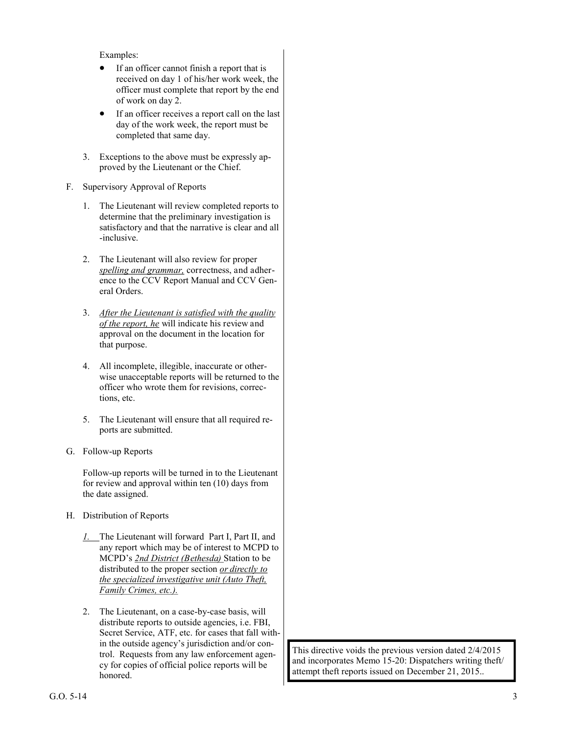Examples:

- If an officer cannot finish a report that is received on day 1 of his/her work week, the officer must complete that report by the end of work on day 2.
- If an officer receives a report call on the last day of the work week, the report must be completed that same day.

3. Exceptions to the above must be expressly approved by the Lieutenant or the Chief.

F. Supervisory Approval of Reports

1. The Lieutenant will review completed reports to determine that the preliminary investigation is satisfactory and that the narrative is clear and all-inclusive.

2. The Lieutenant will also review for proper *spelling and grammar,* correctness, and adherence to the CCV Report Manual and CCV General Orders.

3. *After the Lieutenant is satisfied with the quality of the report, he* will indicate his review and approval on the document in the location for that purpose.

4. All incomplete, illegible, inaccurate or otherwise unacceptable reports will be returned to the officer who wrote them for revisions, corrections, etc.

5. The Lieutenant will ensure that all required reports are submitted.

G. Follow-up Reports

Follow-up reports will be turned in to the Lieutenant for review and approval within ten (10) days from the date assigned.

H. Distribution of Reports

1. The Lieutenant will forward Part I, Part II, and any report which may be of interest to MCPD to MCPD's *2nd District (Bethesda)* Station to be distributed to the proper section *or directly to the specialized investigative unit (Auto Theft, Family Crimes, etc.).*

2. The Lieutenant, on a case-by-case basis, will distribute reports to outside agencies, i.e. FBI, Secret Service, ATF, etc. for cases that fall within the outside agency's jurisdiction and/or control. Requests from any law enforcement agency for copies of official police reports will be honored.

This directive voids the previous version dated 2/4/2015 and incorporates Memo 15-20: Dispatchers writing theft/ attempt theft reports issued on December 21, 2015..